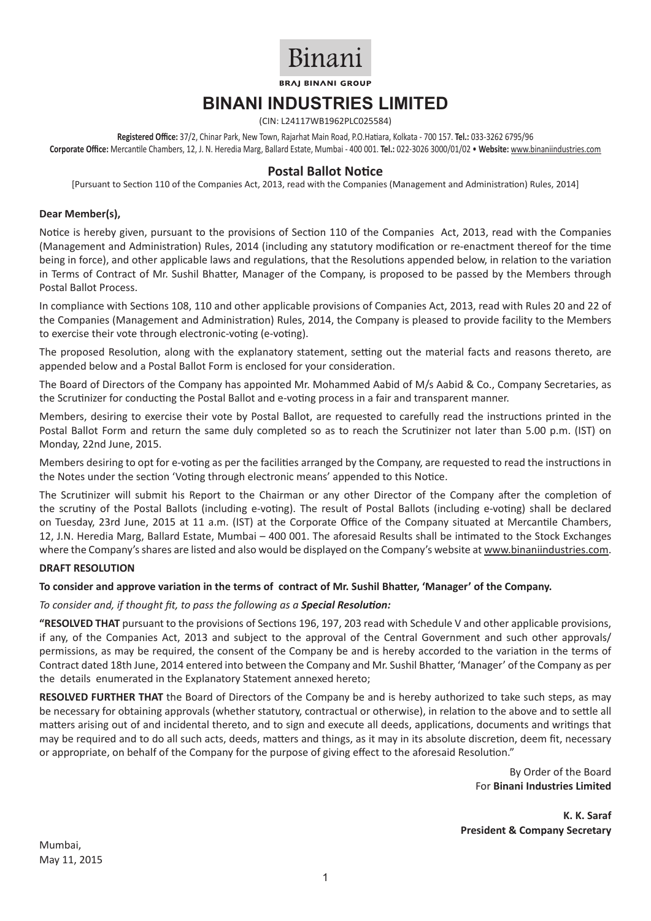Binani

BRAJ BINANI GROUP

# BINANI INDUSTRIES LIMITED

(CIN: L24117WB1962PLC025584)

**Registered Office:** 37/2, Chinar Park, New Town, Rajarhat Main Road, P.O.Hatiara, Kolkata - 700 157. **Tel.:** 033-3262 6795/96
**Corporate Office:** Mercantile Chambers, 12, J. N. Heredia Marg, Ballard Estate, Mumbai - 400 001. **Tel.:** 022-3026 3000/01/02 • **Website:** www.binaniindustries.com

## Postal Ballot Notice

[Pursuant to Section 110 of the Companies Act, 2013, read with the Companies (Management and Administration) Rules, 2014]

**Dear Member(s),**

Notice is hereby given, pursuant to the provisions of Section 110 of the Companies Act, 2013, read with the Companies (Management and Administration) Rules, 2014 (including any statutory modification or re-enactment thereof for the time being in force), and other applicable laws and regulations, that the Resolutions appended below, in relation to the variation in Terms of Contract of Mr. Sushil Bhatter, Manager of the Company, is proposed to be passed by the Members through Postal Ballot Process.

In compliance with Sections 108, 110 and other applicable provisions of Companies Act, 2013, read with Rules 20 and 22 of the Companies (Management and Administration) Rules, 2014, the Company is pleased to provide facility to the Members to exercise their vote through electronic-voting (e-voting).

The proposed Resolution, along with the explanatory statement, setting out the material facts and reasons thereto, are appended below and a Postal Ballot Form is enclosed for your consideration.

The Board of Directors of the Company has appointed Mr. Mohammed Aabid of M/s Aabid & Co., Company Secretaries, as the Scrutinizer for conducting the Postal Ballot and e-voting process in a fair and transparent manner.

Members, desiring to exercise their vote by Postal Ballot, are requested to carefully read the instructions printed in the Postal Ballot Form and return the same duly completed so as to reach the Scrutinizer not later than 5.00 p.m. (IST) on Monday, 22nd June, 2015.

Members desiring to opt for e-voting as per the facilities arranged by the Company, are requested to read the instructions in the Notes under the section 'Voting through electronic means' appended to this Notice.

The Scrutinizer will submit his Report to the Chairman or any other Director of the Company after the completion of the scrutiny of the Postal Ballots (including e-voting). The result of Postal Ballots (including e-voting) shall be declared on Tuesday, 23rd June, 2015 at 11 a.m. (IST) at the Corporate Office of the Company situated at Mercantile Chambers, 12, J.N. Heredia Marg, Ballard Estate, Mumbai – 400 001. The aforesaid Results shall be intimated to the Stock Exchanges where the Company's shares are listed and also would be displayed on the Company's website at www.binaniindustries.com.

**DRAFT RESOLUTION**

**To consider and approve variation in the terms of contract of Mr. Sushil Bhatter, 'Manager' of the Company.**

*To consider and, if thought fit, to pass the following as a **Special Resolution:***

**"RESOLVED THAT** pursuant to the provisions of Sections 196, 197, 203 read with Schedule V and other applicable provisions, if any, of the Companies Act, 2013 and subject to the approval of the Central Government and such other approvals/ permissions, as may be required, the consent of the Company be and is hereby accorded to the variation in the terms of Contract dated 18th June, 2014 entered into between the Company and Mr. Sushil Bhatter, 'Manager' of the Company as per the details enumerated in the Explanatory Statement annexed hereto;

**RESOLVED FURTHER THAT** the Board of Directors of the Company be and is hereby authorized to take such steps, as may be necessary for obtaining approvals (whether statutory, contractual or otherwise), in relation to the above and to settle all matters arising out of and incidental thereto, and to sign and execute all deeds, applications, documents and writings that may be required and to do all such acts, deeds, matters and things, as it may in its absolute discretion, deem fit, necessary or appropriate, on behalf of the Company for the purpose of giving effect to the aforesaid Resolution."

By Order of the Board
For **Binani Industries Limited**

**K. K. Saraf**
**President & Company Secretary**

Mumbai,
May 11, 2015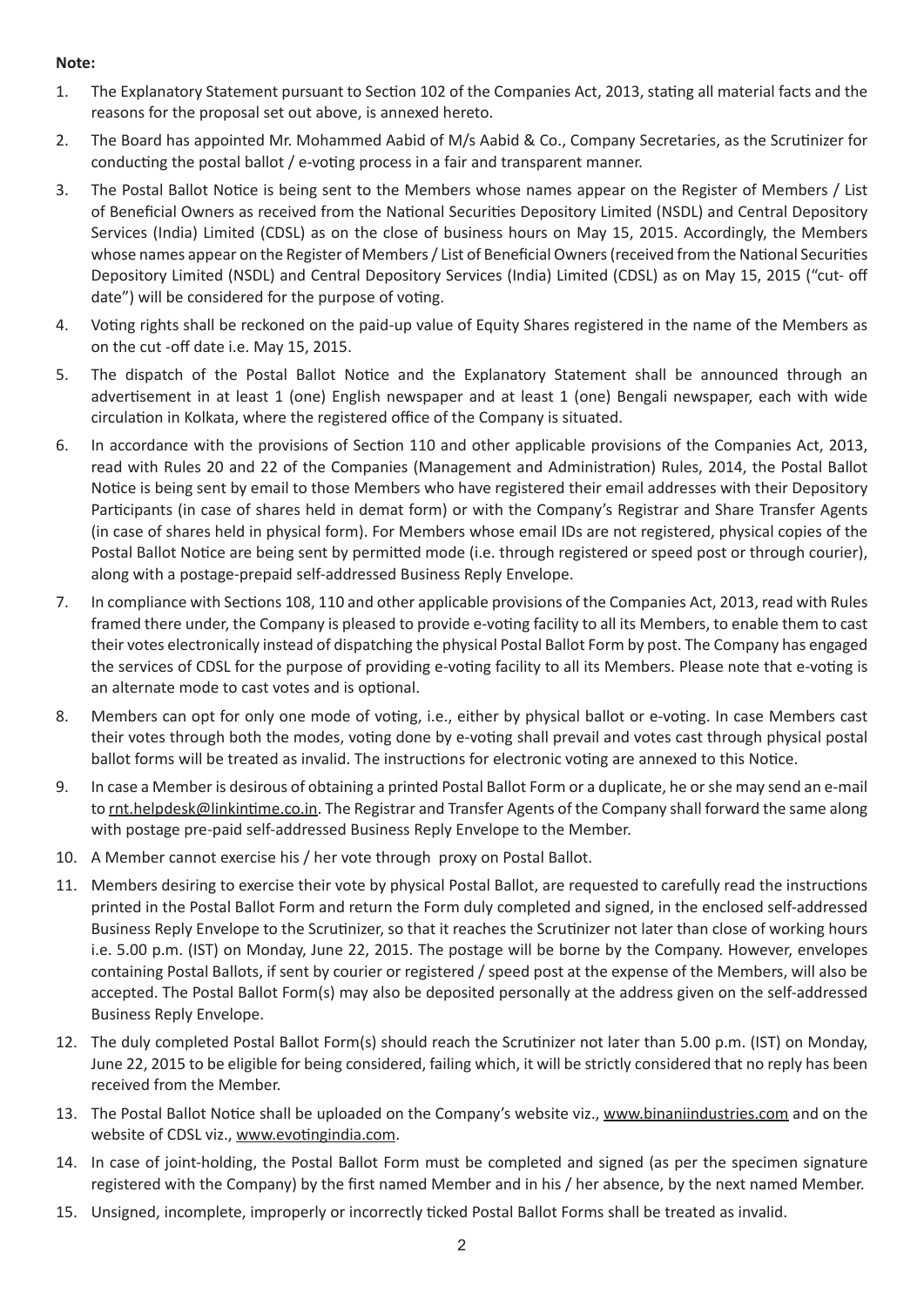**Note:**

1. The Explanatory Statement pursuant to Section 102 of the Companies Act, 2013, stating all material facts and the reasons for the proposal set out above, is annexed hereto.
2. The Board has appointed Mr. Mohammed Aabid of M/s Aabid & Co., Company Secretaries, as the Scrutinizer for conducting the postal ballot / e-voting process in a fair and transparent manner.
3. The Postal Ballot Notice is being sent to the Members whose names appear on the Register of Members / List of Beneficial Owners as received from the National Securities Depository Limited (NSDL) and Central Depository Services (India) Limited (CDSL) as on the close of business hours on May 15, 2015. Accordingly, the Members whose names appear on the Register of Members / List of Beneficial Owners (received from the National Securities Depository Limited (NSDL) and Central Depository Services (India) Limited (CDSL) as on May 15, 2015 ("cut- off date") will be considered for the purpose of voting.
4. Voting rights shall be reckoned on the paid-up value of Equity Shares registered in the name of the Members as on the cut -off date i.e. May 15, 2015.
5. The dispatch of the Postal Ballot Notice and the Explanatory Statement shall be announced through an advertisement in at least 1 (one) English newspaper and at least 1 (one) Bengali newspaper, each with wide circulation in Kolkata, where the registered office of the Company is situated.
6. In accordance with the provisions of Section 110 and other applicable provisions of the Companies Act, 2013, read with Rules 20 and 22 of the Companies (Management and Administration) Rules, 2014, the Postal Ballot Notice is being sent by email to those Members who have registered their email addresses with their Depository Participants (in case of shares held in demat form) or with the Company's Registrar and Share Transfer Agents (in case of shares held in physical form). For Members whose email IDs are not registered, physical copies of the Postal Ballot Notice are being sent by permitted mode (i.e. through registered or speed post or through courier), along with a postage-prepaid self-addressed Business Reply Envelope.
7. In compliance with Sections 108, 110 and other applicable provisions of the Companies Act, 2013, read with Rules framed there under, the Company is pleased to provide e-voting facility to all its Members, to enable them to cast their votes electronically instead of dispatching the physical Postal Ballot Form by post. The Company has engaged the services of CDSL for the purpose of providing e-voting facility to all its Members. Please note that e-voting is an alternate mode to cast votes and is optional.
8. Members can opt for only one mode of voting, i.e., either by physical ballot or e-voting. In case Members cast their votes through both the modes, voting done by e-voting shall prevail and votes cast through physical postal ballot forms will be treated as invalid. The instructions for electronic voting are annexed to this Notice.
9. In case a Member is desirous of obtaining a printed Postal Ballot Form or a duplicate, he or she may send an e-mail to rnt.helpdesk@linkintime.co.in. The Registrar and Transfer Agents of the Company shall forward the same along with postage pre-paid self-addressed Business Reply Envelope to the Member.
10. A Member cannot exercise his / her vote through proxy on Postal Ballot.
11. Members desiring to exercise their vote by physical Postal Ballot, are requested to carefully read the instructions printed in the Postal Ballot Form and return the Form duly completed and signed, in the enclosed self-addressed Business Reply Envelope to the Scrutinizer, so that it reaches the Scrutinizer not later than close of working hours i.e. 5.00 p.m. (IST) on Monday, June 22, 2015. The postage will be borne by the Company. However, envelopes containing Postal Ballots, if sent by courier or registered / speed post at the expense of the Members, will also be accepted. The Postal Ballot Form(s) may also be deposited personally at the address given on the self-addressed Business Reply Envelope.
12. The duly completed Postal Ballot Form(s) should reach the Scrutinizer not later than 5.00 p.m. (IST) on Monday, June 22, 2015 to be eligible for being considered, failing which, it will be strictly considered that no reply has been received from the Member.
13. The Postal Ballot Notice shall be uploaded on the Company's website viz., www.binaniindustries.com and on the website of CDSL viz., www.evotingindia.com.
14. In case of joint-holding, the Postal Ballot Form must be completed and signed (as per the specimen signature registered with the Company) by the first named Member and in his / her absence, by the next named Member.
15. Unsigned, incomplete, improperly or incorrectly ticked Postal Ballot Forms shall be treated as invalid.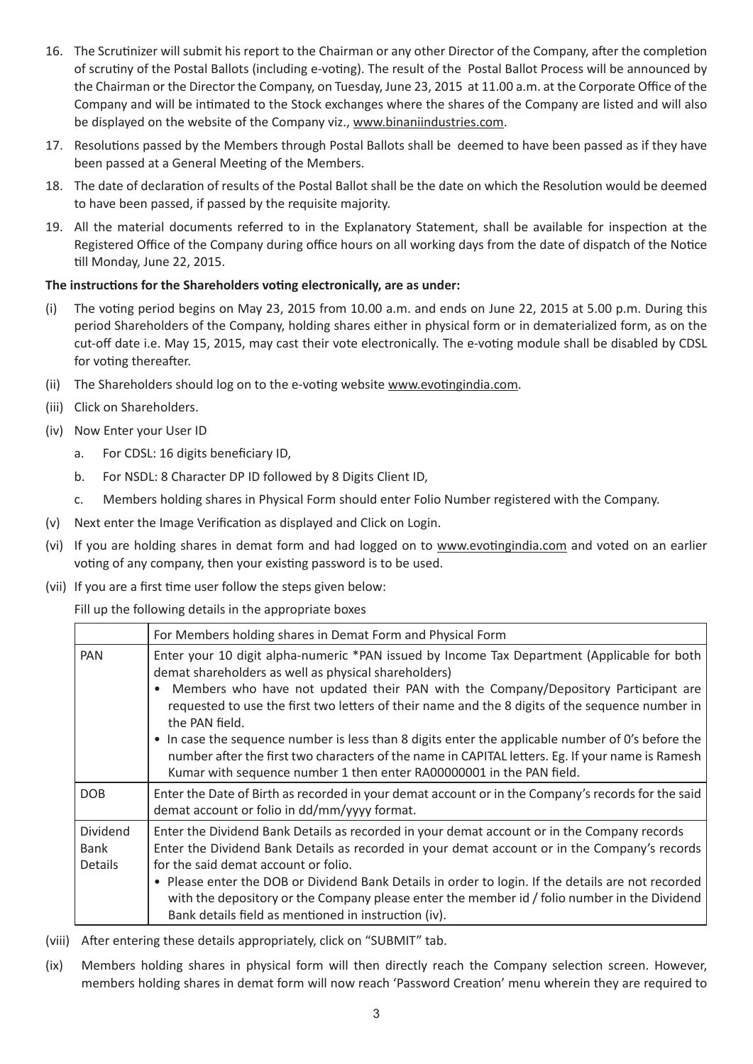16. The Scrutinizer will submit his report to the Chairman or any other Director of the Company, after the completion of scrutiny of the Postal Ballots (including e-voting). The result of the Postal Ballot Process will be announced by the Chairman or the Director the Company, on Tuesday, June 23, 2015 at 11.00 a.m. at the Corporate Office of the Company and will be intimated to the Stock exchanges where the shares of the Company are listed and will also be displayed on the website of the Company viz., www.binaniindustries.com.
17. Resolutions passed by the Members through Postal Ballots shall be deemed to have been passed as if they have been passed at a General Meeting of the Members.
18. The date of declaration of results of the Postal Ballot shall be the date on which the Resolution would be deemed to have been passed, if passed by the requisite majority.
19. All the material documents referred to in the Explanatory Statement, shall be available for inspection at the Registered Office of the Company during office hours on all working days from the date of dispatch of the Notice till Monday, June 22, 2015.

**The instructions for the Shareholders voting electronically, are as under:**

(i) The voting period begins on May 23, 2015 from 10.00 a.m. and ends on June 22, 2015 at 5.00 p.m. During this period Shareholders of the Company, holding shares either in physical form or in dematerialized form, as on the cut-off date i.e. May 15, 2015, may cast their vote electronically. The e-voting module shall be disabled by CDSL for voting thereafter.

(ii) The Shareholders should log on to the e-voting website www.evotingindia.com.

(iii) Click on Shareholders.

(iv) Now Enter your User ID

  a. For CDSL: 16 digits beneficiary ID,

  b. For NSDL: 8 Character DP ID followed by 8 Digits Client ID,

  c. Members holding shares in Physical Form should enter Folio Number registered with the Company.

(v) Next enter the Image Verification as displayed and Click on Login.

(vi) If you are holding shares in demat form and had logged on to www.evotingindia.com and voted on an earlier voting of any company, then your existing password is to be used.

(vii) If you are a first time user follow the steps given below:

Fill up the following details in the appropriate boxes

| | For Members holding shares in Demat Form and Physical Form |
|---|---|
| PAN | Enter your 10 digit alpha-numeric *PAN issued by Income Tax Department (Applicable for both demat shareholders as well as physical shareholders)<br>• Members who have not updated their PAN with the Company/Depository Participant are requested to use the first two letters of their name and the 8 digits of the sequence number in the PAN field.<br>• In case the sequence number is less than 8 digits enter the applicable number of 0's before the number after the first two characters of the name in CAPITAL letters. Eg. If your name is Ramesh Kumar with sequence number 1 then enter RA00000001 in the PAN field. |
| DOB | Enter the Date of Birth as recorded in your demat account or in the Company's records for the said demat account or folio in dd/mm/yyyy format. |
| Dividend Bank Details | Enter the Dividend Bank Details as recorded in your demat account or in the Company records<br>Enter the Dividend Bank Details as recorded in your demat account or in the Company's records for the said demat account or folio.<br>• Please enter the DOB or Dividend Bank Details in order to login. If the details are not recorded with the depository or the Company please enter the member id / folio number in the Dividend Bank details field as mentioned in instruction (iv). |

(viii) After entering these details appropriately, click on "SUBMIT" tab.

(ix) Members holding shares in physical form will then directly reach the Company selection screen. However, members holding shares in demat form will now reach 'Password Creation' menu wherein they are required to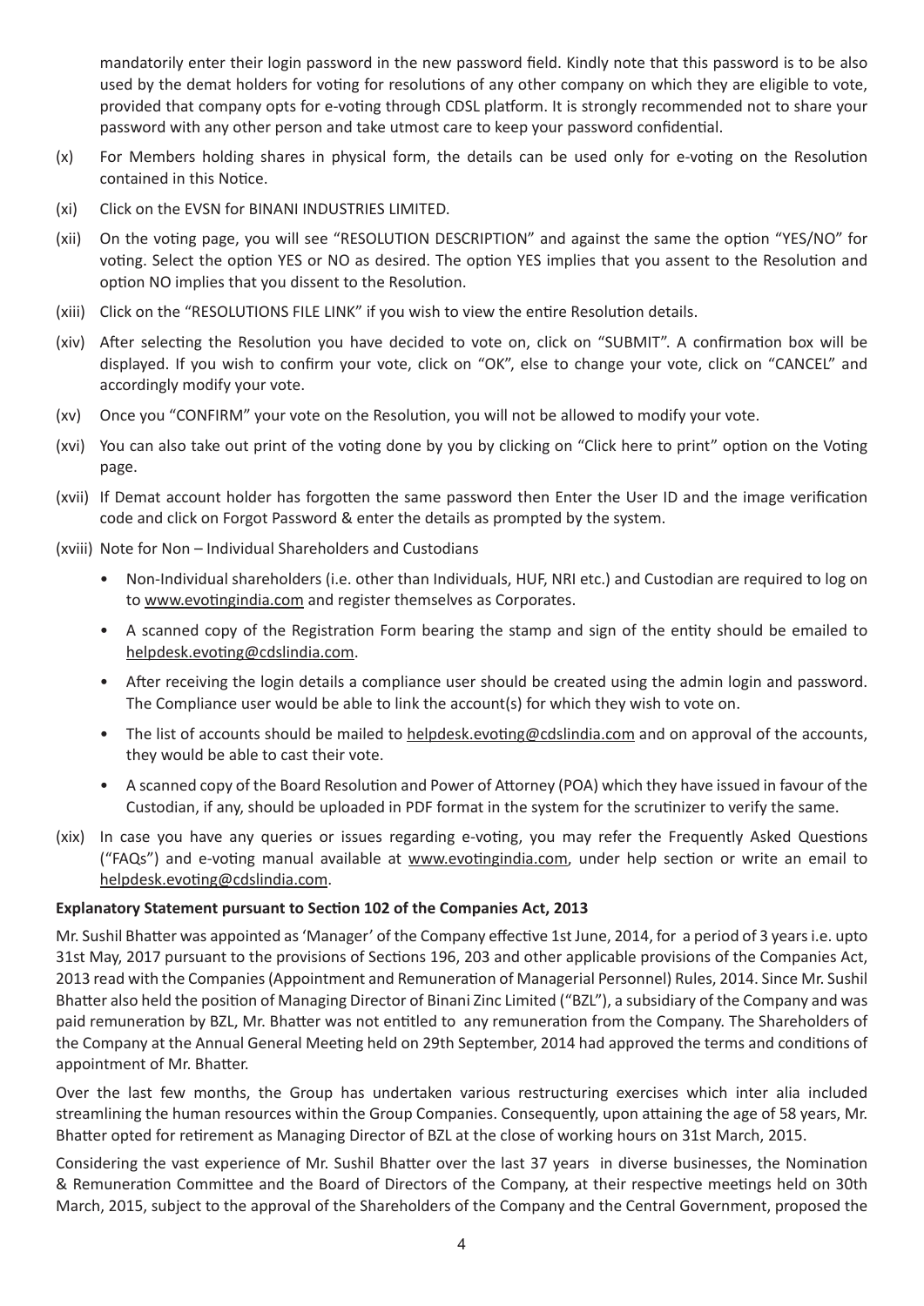mandatorily enter their login password in the new password field. Kindly note that this password is to be also used by the demat holders for voting for resolutions of any other company on which they are eligible to vote, provided that company opts for e-voting through CDSL platform. It is strongly recommended not to share your password with any other person and take utmost care to keep your password confidential.

(x) For Members holding shares in physical form, the details can be used only for e-voting on the Resolution contained in this Notice.

(xi) Click on the EVSN for BINANI INDUSTRIES LIMITED.

(xii) On the voting page, you will see "RESOLUTION DESCRIPTION" and against the same the option "YES/NO" for voting. Select the option YES or NO as desired. The option YES implies that you assent to the Resolution and option NO implies that you dissent to the Resolution.

(xiii) Click on the "RESOLUTIONS FILE LINK" if you wish to view the entire Resolution details.

(xiv) After selecting the Resolution you have decided to vote on, click on "SUBMIT". A confirmation box will be displayed. If you wish to confirm your vote, click on "OK", else to change your vote, click on "CANCEL" and accordingly modify your vote.

(xv) Once you "CONFIRM" your vote on the Resolution, you will not be allowed to modify your vote.

(xvi) You can also take out print of the voting done by you by clicking on "Click here to print" option on the Voting page.

(xvii) If Demat account holder has forgotten the same password then Enter the User ID and the image verification code and click on Forgot Password & enter the details as prompted by the system.

(xviii) Note for Non – Individual Shareholders and Custodians

- Non-Individual shareholders (i.e. other than Individuals, HUF, NRI etc.) and Custodian are required to log on to www.evotingindia.com and register themselves as Corporates.
- A scanned copy of the Registration Form bearing the stamp and sign of the entity should be emailed to helpdesk.evoting@cdslindia.com.
- After receiving the login details a compliance user should be created using the admin login and password. The Compliance user would be able to link the account(s) for which they wish to vote on.
- The list of accounts should be mailed to helpdesk.evoting@cdslindia.com and on approval of the accounts, they would be able to cast their vote.
- A scanned copy of the Board Resolution and Power of Attorney (POA) which they have issued in favour of the Custodian, if any, should be uploaded in PDF format in the system for the scrutinizer to verify the same.

(xix) In case you have any queries or issues regarding e-voting, you may refer the Frequently Asked Questions ("FAQs") and e-voting manual available at www.evotingindia.com, under help section or write an email to helpdesk.evoting@cdslindia.com.

**Explanatory Statement pursuant to Section 102 of the Companies Act, 2013**

Mr. Sushil Bhatter was appointed as 'Manager' of the Company effective 1st June, 2014, for a period of 3 years i.e. upto 31st May, 2017 pursuant to the provisions of Sections 196, 203 and other applicable provisions of the Companies Act, 2013 read with the Companies (Appointment and Remuneration of Managerial Personnel) Rules, 2014. Since Mr. Sushil Bhatter also held the position of Managing Director of Binani Zinc Limited ("BZL"), a subsidiary of the Company and was paid remuneration by BZL, Mr. Bhatter was not entitled to any remuneration from the Company. The Shareholders of the Company at the Annual General Meeting held on 29th September, 2014 had approved the terms and conditions of appointment of Mr. Bhatter.

Over the last few months, the Group has undertaken various restructuring exercises which inter alia included streamlining the human resources within the Group Companies. Consequently, upon attaining the age of 58 years, Mr. Bhatter opted for retirement as Managing Director of BZL at the close of working hours on 31st March, 2015.

Considering the vast experience of Mr. Sushil Bhatter over the last 37 years in diverse businesses, the Nomination & Remuneration Committee and the Board of Directors of the Company, at their respective meetings held on 30th March, 2015, subject to the approval of the Shareholders of the Company and the Central Government, proposed the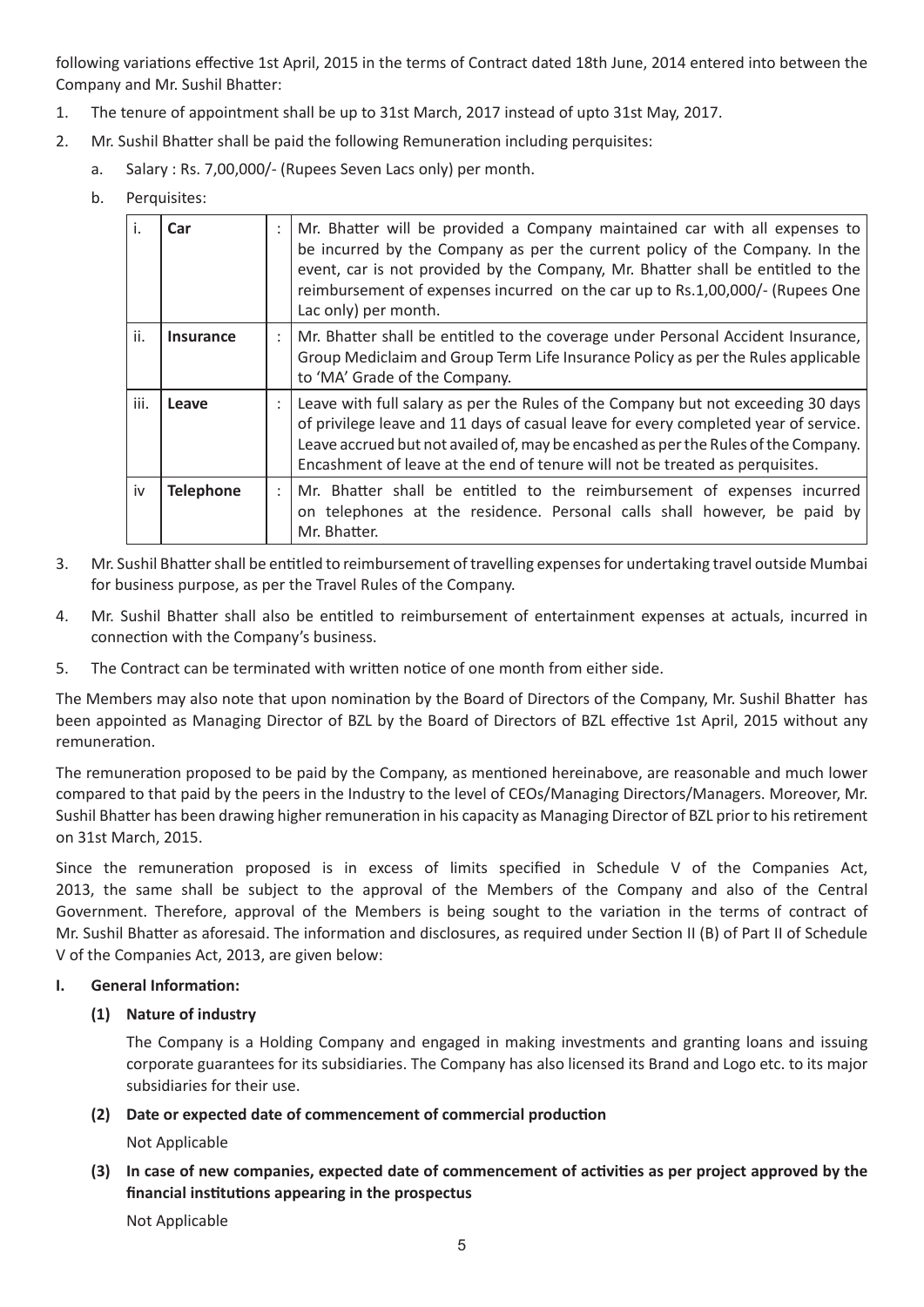following variations effective 1st April, 2015 in the terms of Contract dated 18th June, 2014 entered into between the Company and Mr. Sushil Bhatter:

1. The tenure of appointment shall be up to 31st March, 2017 instead of upto 31st May, 2017.
2. Mr. Sushil Bhatter shall be paid the following Remuneration including perquisites:
   a. Salary : Rs. 7,00,000/- (Rupees Seven Lacs only) per month.
   b. Perquisites:

| | | | |
|---|---|---|---|
| i. | **Car** | : | Mr. Bhatter will be provided a Company maintained car with all expenses to be incurred by the Company as per the current policy of the Company. In the event, car is not provided by the Company, Mr. Bhatter shall be entitled to the reimbursement of expenses incurred on the car up to Rs.1,00,000/- (Rupees One Lac only) per month. |
| ii. | **Insurance** | : | Mr. Bhatter shall be entitled to the coverage under Personal Accident Insurance, Group Mediclaim and Group Term Life Insurance Policy as per the Rules applicable to 'MA' Grade of the Company. |
| iii. | **Leave** | : | Leave with full salary as per the Rules of the Company but not exceeding 30 days of privilege leave and 11 days of casual leave for every completed year of service. Leave accrued but not availed of, may be encashed as per the Rules of the Company. Encashment of leave at the end of tenure will not be treated as perquisites. |
| iv | **Telephone** | : | Mr. Bhatter shall be entitled to the reimbursement of expenses incurred on telephones at the residence. Personal calls shall however, be paid by Mr. Bhatter. |

3. Mr. Sushil Bhatter shall be entitled to reimbursement of travelling expenses for undertaking travel outside Mumbai for business purpose, as per the Travel Rules of the Company.
4. Mr. Sushil Bhatter shall also be entitled to reimbursement of entertainment expenses at actuals, incurred in connection with the Company's business.
5. The Contract can be terminated with written notice of one month from either side.

The Members may also note that upon nomination by the Board of Directors of the Company, Mr. Sushil Bhatter has been appointed as Managing Director of BZL by the Board of Directors of BZL effective 1st April, 2015 without any remuneration.

The remuneration proposed to be paid by the Company, as mentioned hereinabove, are reasonable and much lower compared to that paid by the peers in the Industry to the level of CEOs/Managing Directors/Managers. Moreover, Mr. Sushil Bhatter has been drawing higher remuneration in his capacity as Managing Director of BZL prior to his retirement on 31st March, 2015.

Since the remuneration proposed is in excess of limits specified in Schedule V of the Companies Act, 2013, the same shall be subject to the approval of the Members of the Company and also of the Central Government. Therefore, approval of the Members is being sought to the variation in the terms of contract of Mr. Sushil Bhatter as aforesaid. The information and disclosures, as required under Section II (B) of Part II of Schedule V of the Companies Act, 2013, are given below:

**I. General Information:**

**(1) Nature of industry**

The Company is a Holding Company and engaged in making investments and granting loans and issuing corporate guarantees for its subsidiaries. The Company has also licensed its Brand and Logo etc. to its major subsidiaries for their use.

**(2) Date or expected date of commencement of commercial production**

Not Applicable

**(3) In case of new companies, expected date of commencement of activities as per project approved by the financial institutions appearing in the prospectus**

Not Applicable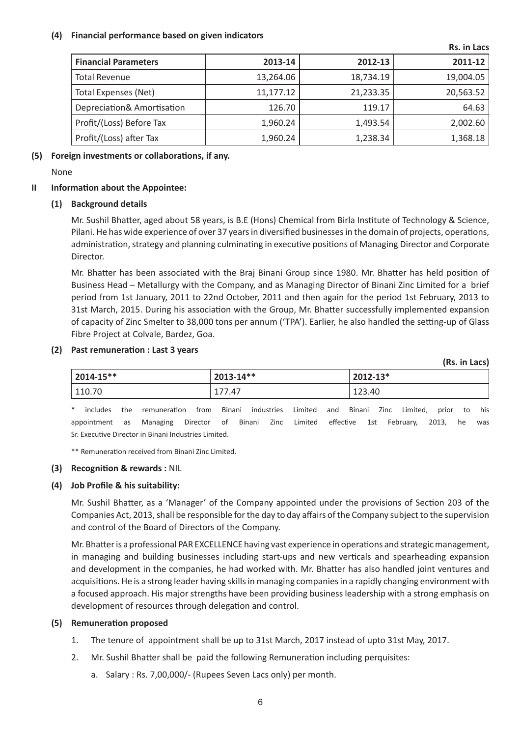**(4) Financial performance based on given indicators**

**Rs. in Lacs**

| Financial Parameters | 2013-14 | 2012-13 | 2011-12 |
|---|---|---|---|
| Total Revenue | 13,264.06 | 18,734.19 | 19,004.05 |
| Total Expenses (Net) | 11,177.12 | 21,233.35 | 20,563.52 |
| Depreciation& Amortisation | 126.70 | 119.17 | 64.63 |
| Profit/(Loss) Before Tax | 1,960.24 | 1,493.54 | 2,002.60 |
| Profit/(Loss) after Tax | 1,960.24 | 1,238.34 | 1,368.18 |

**(5) Foreign investments or collaborations, if any.**

None

**II Information about the Appointee:**

**(1) Background details**

Mr. Sushil Bhatter, aged about 58 years, is B.E (Hons) Chemical from Birla Institute of Technology & Science, Pilani. He has wide experience of over 37 years in diversified businesses in the domain of projects, operations, administration, strategy and planning culminating in executive positions of Managing Director and Corporate Director.

Mr. Bhatter has been associated with the Braj Binani Group since 1980. Mr. Bhatter has held position of Business Head – Metallurgy with the Company, and as Managing Director of Binani Zinc Limited for a brief period from 1st January, 2011 to 22nd October, 2011 and then again for the period 1st February, 2013 to 31st March, 2015. During his association with the Group, Mr. Bhatter successfully implemented expansion of capacity of Zinc Smelter to 38,000 tons per annum ('TPA'). Earlier, he also handled the setting-up of Glass Fibre Project at Colvale, Bardez, Goa.

**(2) Past remuneration : Last 3 years**

**(Rs. in Lacs)**

| 2014-15** | 2013-14** | 2012-13* |
|---|---|---|
| 110.70 | 177.47 | 123.40 |

* includes the remuneration from Binani industries Limited and Binani Zinc Limited, prior to his appointment as Managing Director of Binani Zinc Limited effective 1st February, 2013, he was Sr. Executive Director in Binani Industries Limited.

** Remuneration received from Binani Zinc Limited.

**(3) Recognition & rewards :** NIL

**(4) Job Profile & his suitability:**

Mr. Sushil Bhatter, as a 'Manager' of the Company appointed under the provisions of Section 203 of the Companies Act, 2013, shall be responsible for the day to day affairs of the Company subject to the supervision and control of the Board of Directors of the Company.

Mr. Bhatter is a professional PAR EXCELLENCE having vast experience in operations and strategic management, in managing and building businesses including start-ups and new verticals and spearheading expansion and development in the companies, he had worked with. Mr. Bhatter has also handled joint ventures and acquisitions. He is a strong leader having skills in managing companies in a rapidly changing environment with a focused approach. His major strengths have been providing business leadership with a strong emphasis on development of resources through delegation and control.

**(5) Remuneration proposed**

1. The tenure of appointment shall be up to 31st March, 2017 instead of upto 31st May, 2017.
2. Mr. Sushil Bhatter shall be paid the following Remuneration including perquisites:
   a. Salary : Rs. 7,00,000/- (Rupees Seven Lacs only) per month.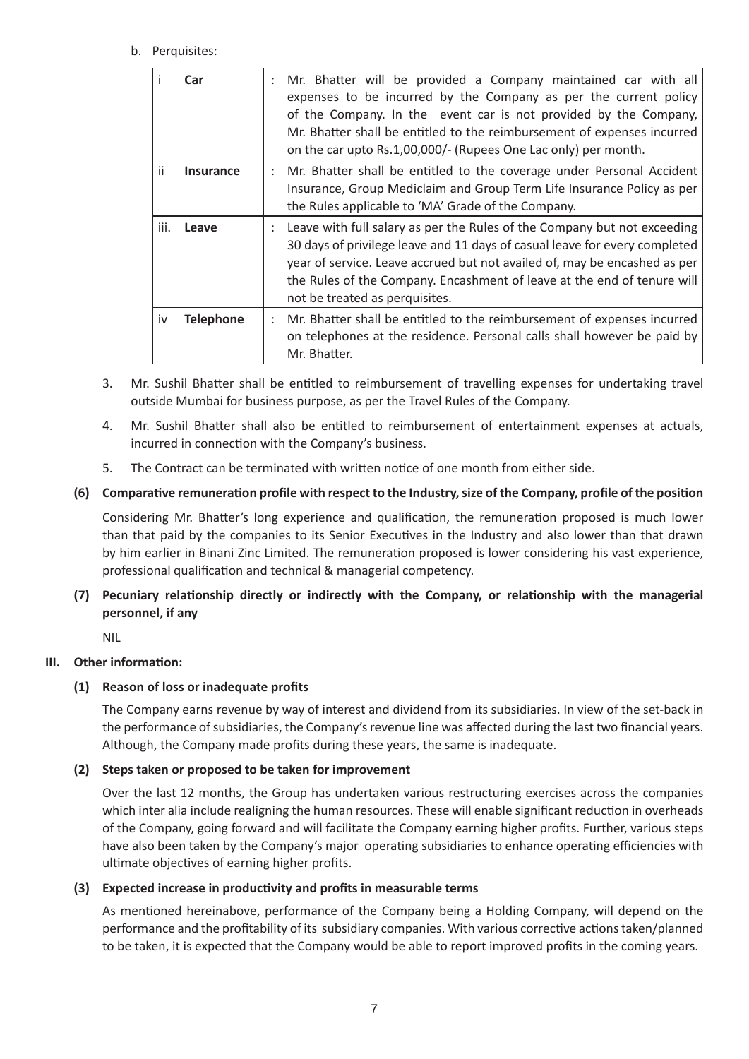b. Perquisites:

| | | | |
|---|---|---|---|
| i | **Car** | : | Mr. Bhatter will be provided a Company maintained car with all expenses to be incurred by the Company as per the current policy of the Company. In the event car is not provided by the Company, Mr. Bhatter shall be entitled to the reimbursement of expenses incurred on the car upto Rs.1,00,000/- (Rupees One Lac only) per month. |
| ii | **Insurance** | : | Mr. Bhatter shall be entitled to the coverage under Personal Accident Insurance, Group Mediclaim and Group Term Life Insurance Policy as per the Rules applicable to 'MA' Grade of the Company. |
| iii. | **Leave** | : | Leave with full salary as per the Rules of the Company but not exceeding 30 days of privilege leave and 11 days of casual leave for every completed year of service. Leave accrued but not availed of, may be encashed as per the Rules of the Company. Encashment of leave at the end of tenure will not be treated as perquisites. |
| iv | **Telephone** | : | Mr. Bhatter shall be entitled to the reimbursement of expenses incurred on telephones at the residence. Personal calls shall however be paid by Mr. Bhatter. |

3. Mr. Sushil Bhatter shall be entitled to reimbursement of travelling expenses for undertaking travel outside Mumbai for business purpose, as per the Travel Rules of the Company.
4. Mr. Sushil Bhatter shall also be entitled to reimbursement of entertainment expenses at actuals, incurred in connection with the Company's business.
5. The Contract can be terminated with written notice of one month from either side.

**(6) Comparative remuneration profile with respect to the Industry, size of the Company, profile of the position**

Considering Mr. Bhatter's long experience and qualification, the remuneration proposed is much lower than that paid by the companies to its Senior Executives in the Industry and also lower than that drawn by him earlier in Binani Zinc Limited. The remuneration proposed is lower considering his vast experience, professional qualification and technical & managerial competency.

**(7) Pecuniary relationship directly or indirectly with the Company, or relationship with the managerial personnel, if any**

NIL

**III. Other information:**

**(1) Reason of loss or inadequate profits**

The Company earns revenue by way of interest and dividend from its subsidiaries. In view of the set-back in the performance of subsidiaries, the Company's revenue line was affected during the last two financial years. Although, the Company made profits during these years, the same is inadequate.

**(2) Steps taken or proposed to be taken for improvement**

Over the last 12 months, the Group has undertaken various restructuring exercises across the companies which inter alia include realigning the human resources. These will enable significant reduction in overheads of the Company, going forward and will facilitate the Company earning higher profits. Further, various steps have also been taken by the Company's major operating subsidiaries to enhance operating efficiencies with ultimate objectives of earning higher profits.

**(3) Expected increase in productivity and profits in measurable terms**

As mentioned hereinabove, performance of the Company being a Holding Company, will depend on the performance and the profitability of its subsidiary companies. With various corrective actions taken/planned to be taken, it is expected that the Company would be able to report improved profits in the coming years.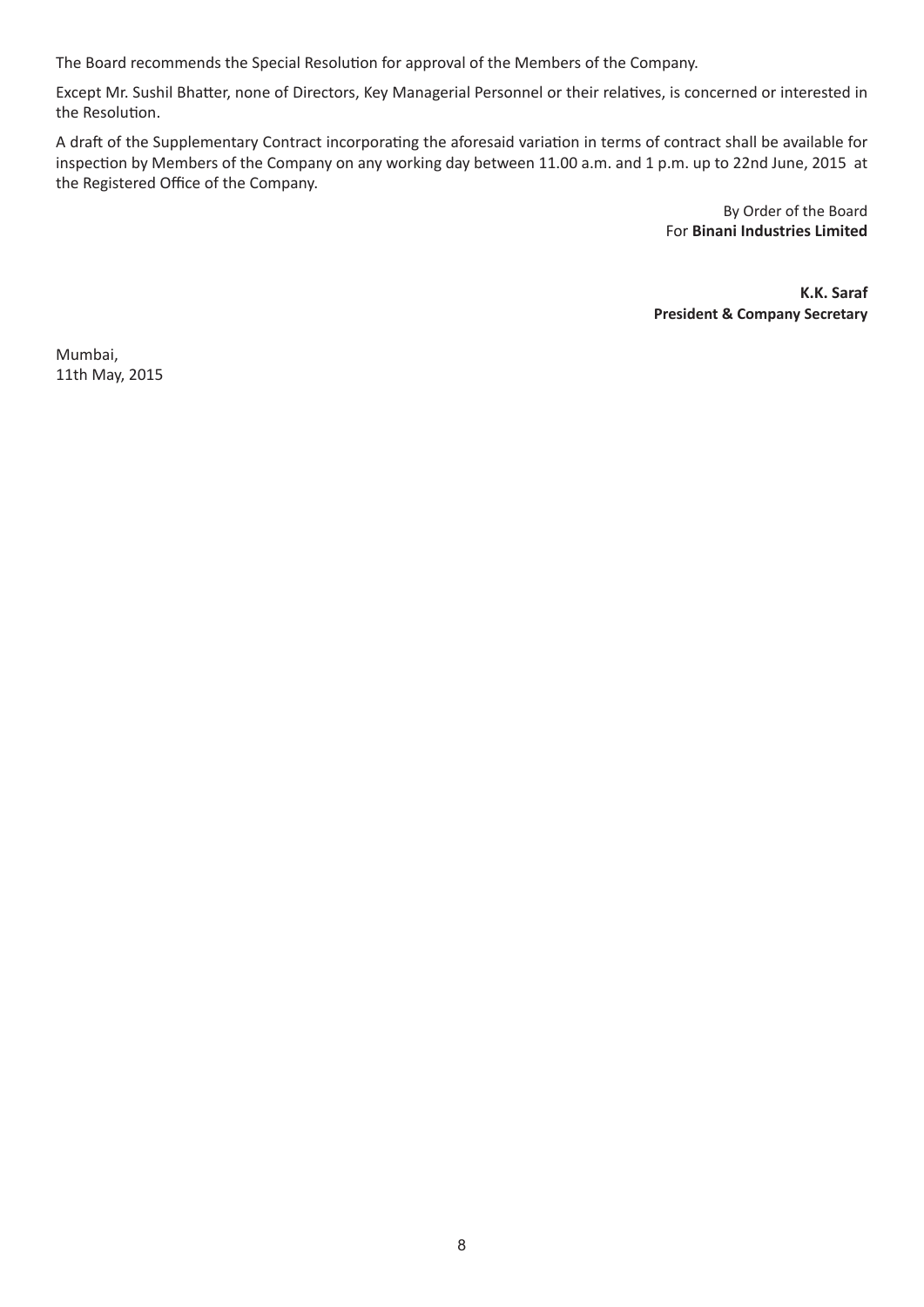The Board recommends the Special Resolution for approval of the Members of the Company.

Except Mr. Sushil Bhatter, none of Directors, Key Managerial Personnel or their relatives, is concerned or interested in the Resolution.

A draft of the Supplementary Contract incorporating the aforesaid variation in terms of contract shall be available for inspection by Members of the Company on any working day between 11.00 a.m. and 1 p.m. up to 22nd June, 2015 at the Registered Office of the Company.

By Order of the Board
For **Binani Industries Limited**

**K.K. Saraf**
**President & Company Secretary**

Mumbai,
11th May, 2015